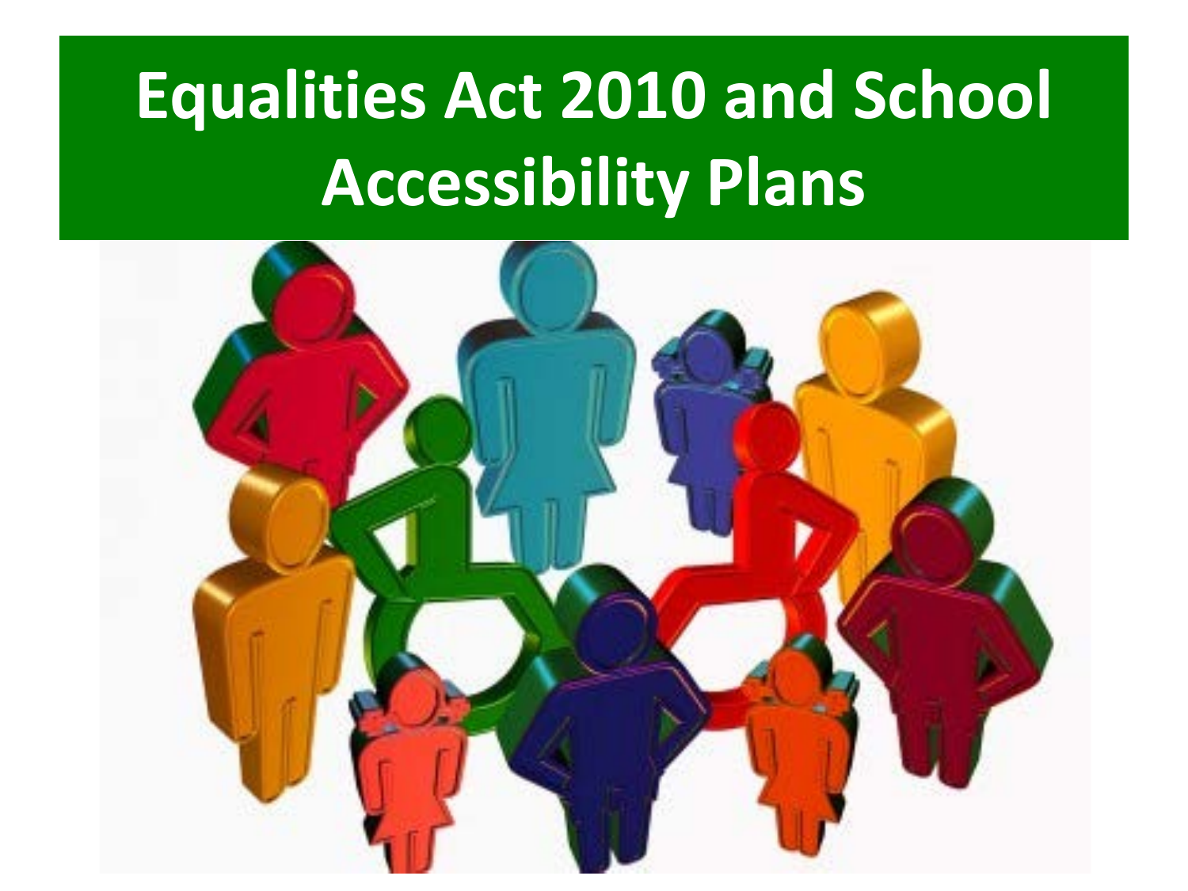# Equalities Act 2010 and School Accessibility Plans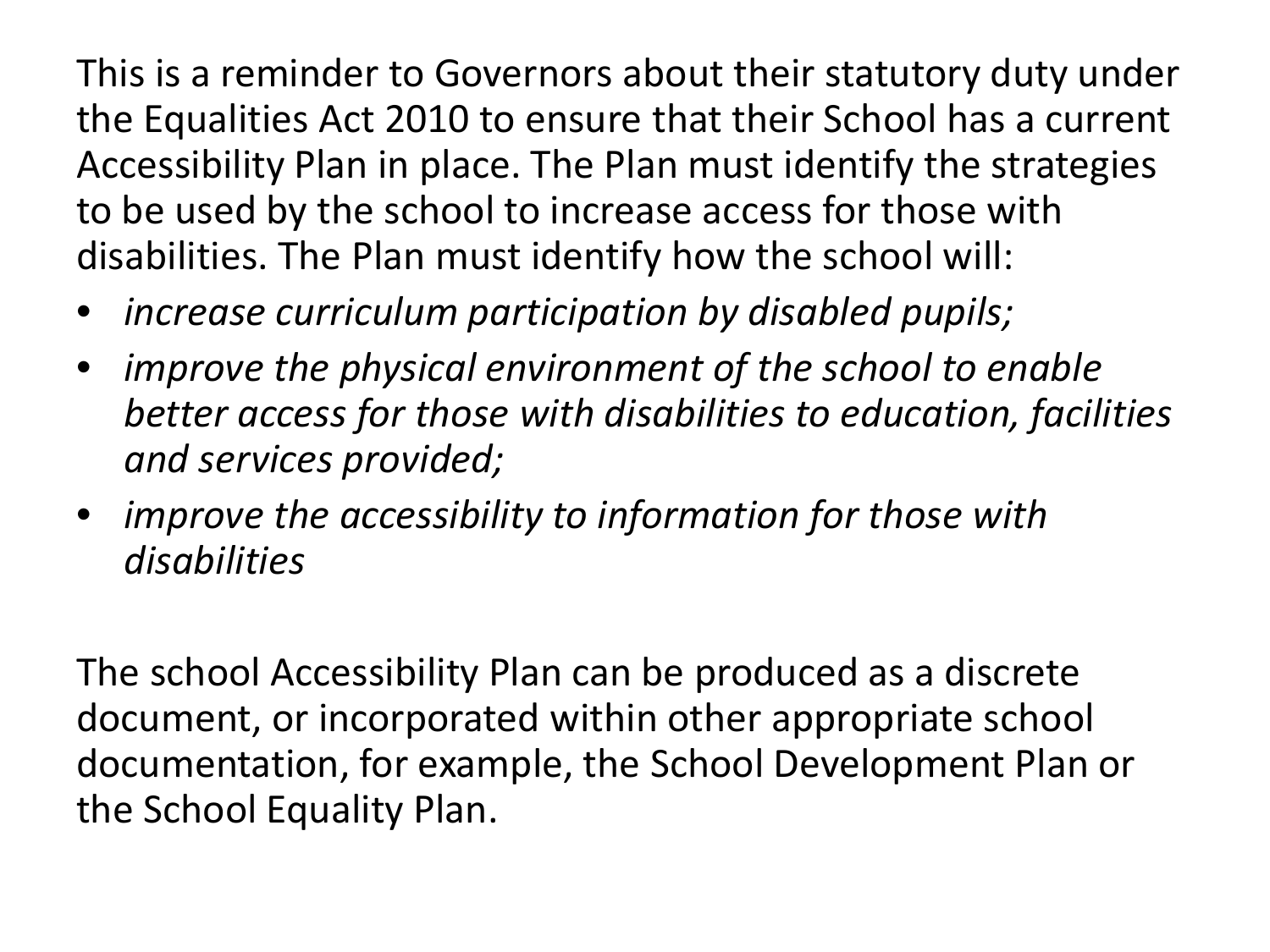This is a reminder to Governors about their statutory duty under the Equalities Act 2010 to ensure that their School has a current Accessibility Plan in place. The Plan must identify the strategies to be used by the school to increase access for those with disabilities. The Plan must identify how the school will:

- *increase curriculum participation by disabled pupils;*
- *improve the physical environment of the school to enable better access for those with disabilities to education, facilities and services provided;*
- *improve the accessibility to information for those with disabilities*

The school Accessibility Plan can be produced as a discrete document, or incorporated within other appropriate school documentation, for example, the School Development Plan or the School Equality Plan.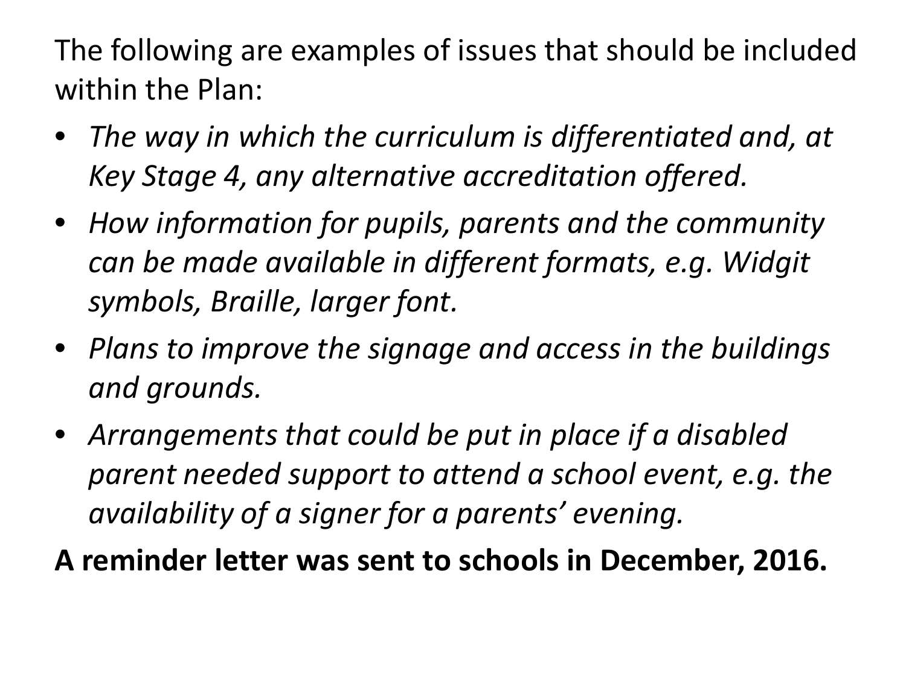The following are examples of issues that should be included within the Plan:

- *The way in which the curriculum is differentiated and, at Key Stage 4, any alternative accreditation offered.*
- *How information for pupils, parents and the community can be made available in different formats, e.g. Widgit symbols, Braille, larger font.*
- *Plans to improve the signage and access in the buildings and grounds.*
- *Arrangements that could be put in place if a disabled parent needed support to attend a school event, e.g. the availability of a signer for a parents' evening.*

**A reminder letter was sent to schools in December, 2016.**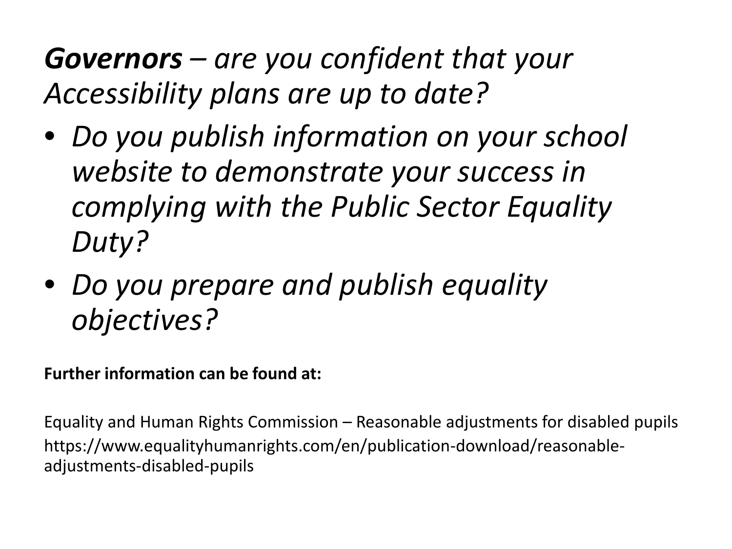***Governors** – are you confident that your Accessibility plans are up to date?*

- *Do you publish information on your school website to demonstrate your success in complying with the Public Sector Equality Duty?*
- *Do you prepare and publish equality objectives?*

**Further information can be found at:**

Equality and Human Rights Commission – Reasonable adjustments for disabled pupils
https://www.equalityhumanrights.com/en/publication-download/reasonable-adjustments-disabled-pupils